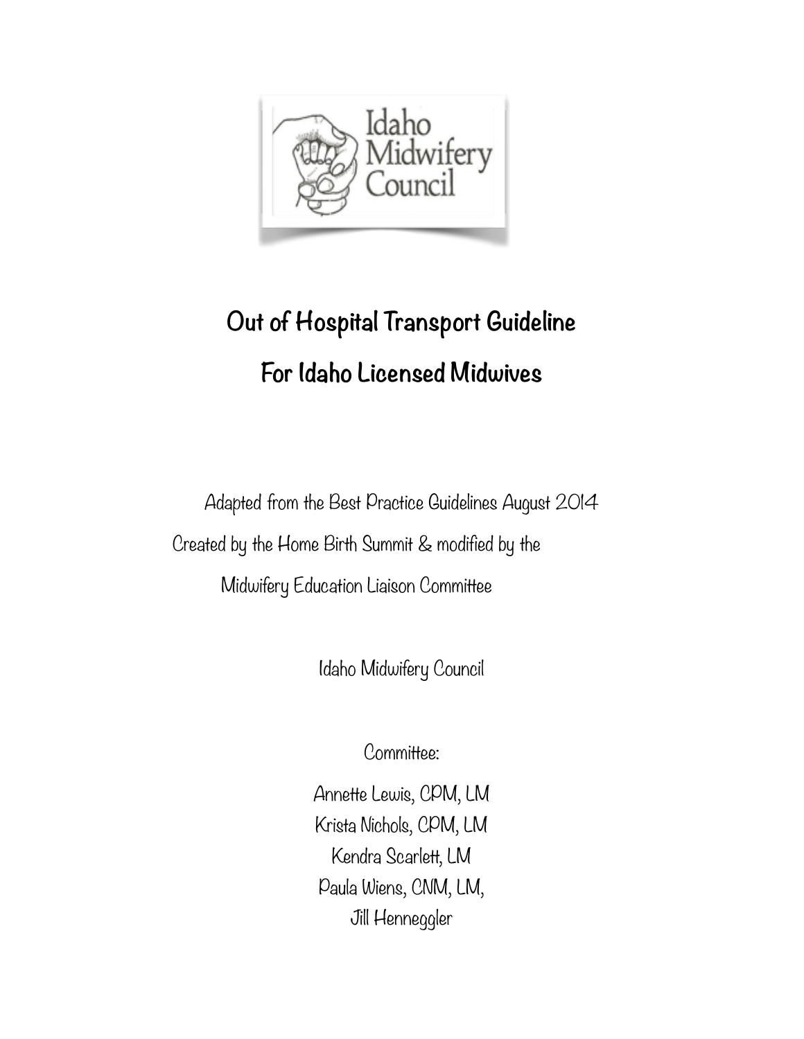Idaho Midwifery Council

# Out of Hospital Transport Guideline

# For Idaho Licensed Midwives

Adapted from the Best Practice Guidelines August 2014

Created by the Home Birth Summit & modified by the

Midwifery Education Liaison Committee

Idaho Midwifery Council

Committee:

Annette Lewis, CPM, LM

Krista Nichols, CPM, LM

Kendra Scarlett, LM

Paula Wiens, CNM, LM,

Jill Henneggler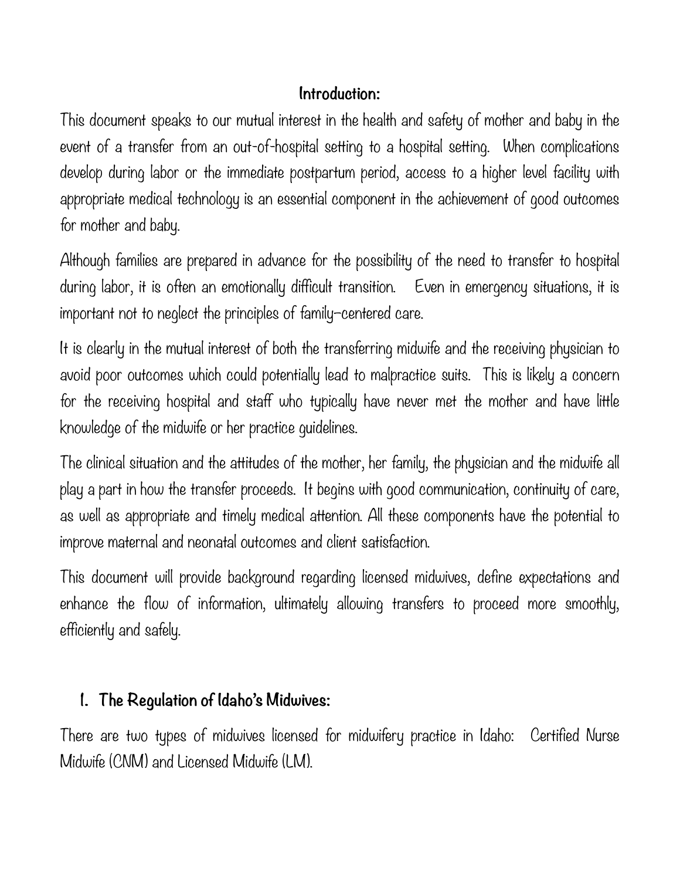## Introduction:

This document speaks to our mutual interest in the health and safety of mother and baby in the event of a transfer from an out-of-hospital setting to a hospital setting. When complications develop during labor or the immediate postpartum period, access to a higher level facility with appropriate medical technology is an essential component in the achievement of good outcomes for mother and baby.

Although families are prepared in advance for the possibility of the need to transfer to hospital during labor, it is often an emotionally difficult transition. Even in emergency situations, it is important not to neglect the principles of family-centered care.

It is clearly in the mutual interest of both the transferring midwife and the receiving physician to avoid poor outcomes which could potentially lead to malpractice suits. This is likely a concern for the receiving hospital and staff who typically have never met the mother and have little knowledge of the midwife or her practice guidelines.

The clinical situation and the attitudes of the mother, her family, the physician and the midwife all play a part in how the transfer proceeds. It begins with good communication, continuity of care, as well as appropriate and timely medical attention. All these components have the potential to improve maternal and neonatal outcomes and client satisfaction.

This document will provide background regarding licensed midwives, define expectations and enhance the flow of information, ultimately allowing transfers to proceed more smoothly, efficiently and safely.

## 1. The Regulation of Idaho's Midwives:

There are two types of midwives licensed for midwifery practice in Idaho: Certified Nurse Midwife (CNM) and Licensed Midwife (LM).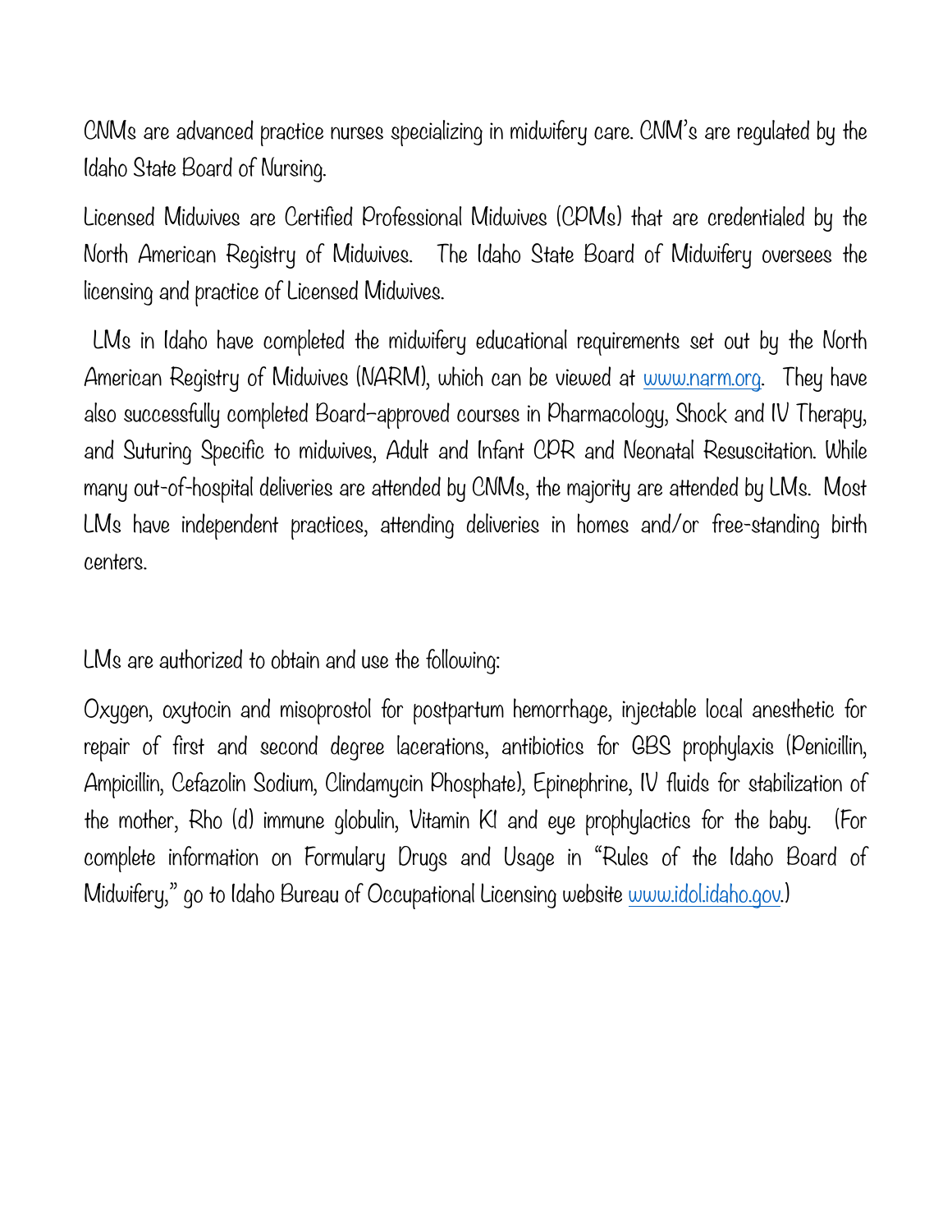CNMs are advanced practice nurses specializing in midwifery care. CNM's are regulated by the Idaho State Board of Nursing.

Licensed Midwives are Certified Professional Midwives (CPMs) that are credentialed by the North American Registry of Midwives. The Idaho State Board of Midwifery oversees the licensing and practice of Licensed Midwives.

LMs in Idaho have completed the midwifery educational requirements set out by the North American Registry of Midwives (NARM), which can be viewed at www.narm.org. They have also successfully completed Board-approved courses in Pharmacology, Shock and IV Therapy, and Suturing Specific to midwives, Adult and Infant CPR and Neonatal Resuscitation. While many out-of-hospital deliveries are attended by CNMs, the majority are attended by LMs. Most LMs have independent practices, attending deliveries in homes and/or free-standing birth centers.

LMs are authorized to obtain and use the following:

Oxygen, oxytocin and misoprostol for postpartum hemorrhage, injectable local anesthetic for repair of first and second degree lacerations, antibiotics for GBS prophylaxis (Penicillin, Ampicillin, Cefazolin Sodium, Clindamycin Phosphate), Epinephrine, IV fluids for stabilization of the mother, Rho (d) immune globulin, Vitamin KI and eye prophylactics for the baby. (For complete information on Formulary Drugs and Usage in "Rules of the Idaho Board of Midwifery," go to Idaho Bureau of Occupational Licensing website www.idol.idaho.gov.)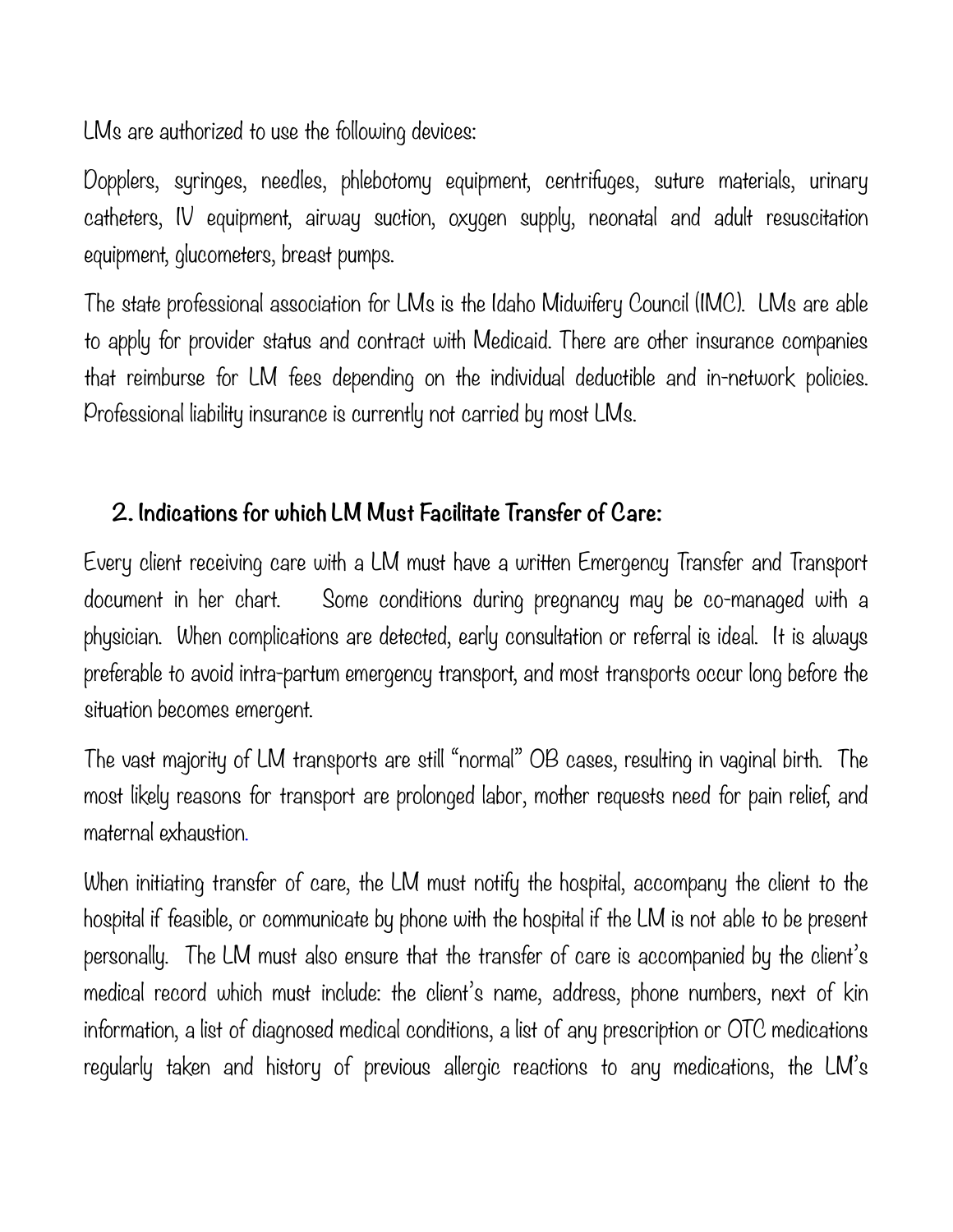LMs are authorized to use the following devices:

Dopplers, syringes, needles, phlebotomy equipment, centrifuges, suture materials, urinary catheters, IV equipment, airway suction, oxygen supply, neonatal and adult resuscitation equipment, glucometers, breast pumps.

The state professional association for LMs is the Idaho Midwifery Council (IMC). LMs are able to apply for provider status and contract with Medicaid. There are other insurance companies that reimburse for LM fees depending on the individual deductible and in-network policies. Professional liability insurance is currently not carried by most LMs.

## 2. Indications for which LM Must Facilitate Transfer of Care:

Every client receiving care with a LM must have a written Emergency Transfer and Transport document in her chart. Some conditions during pregnancy may be co-managed with a physician. When complications are detected, early consultation or referral is ideal. It is always preferable to avoid intra-partum emergency transport, and most transports occur long before the situation becomes emergent.

The vast majority of LM transports are still "normal" OB cases, resulting in vaginal birth. The most likely reasons for transport are prolonged labor, mother requests need for pain relief, and maternal exhaustion.

When initiating transfer of care, the LM must notify the hospital, accompany the client to the hospital if feasible, or communicate by phone with the hospital if the LM is not able to be present personally. The LM must also ensure that the transfer of care is accompanied by the client's medical record which must include: the client's name, address, phone numbers, next of kin information, a list of diagnosed medical conditions, a list of any prescription or OTC medications regularly taken and history of previous allergic reactions to any medications, the LM's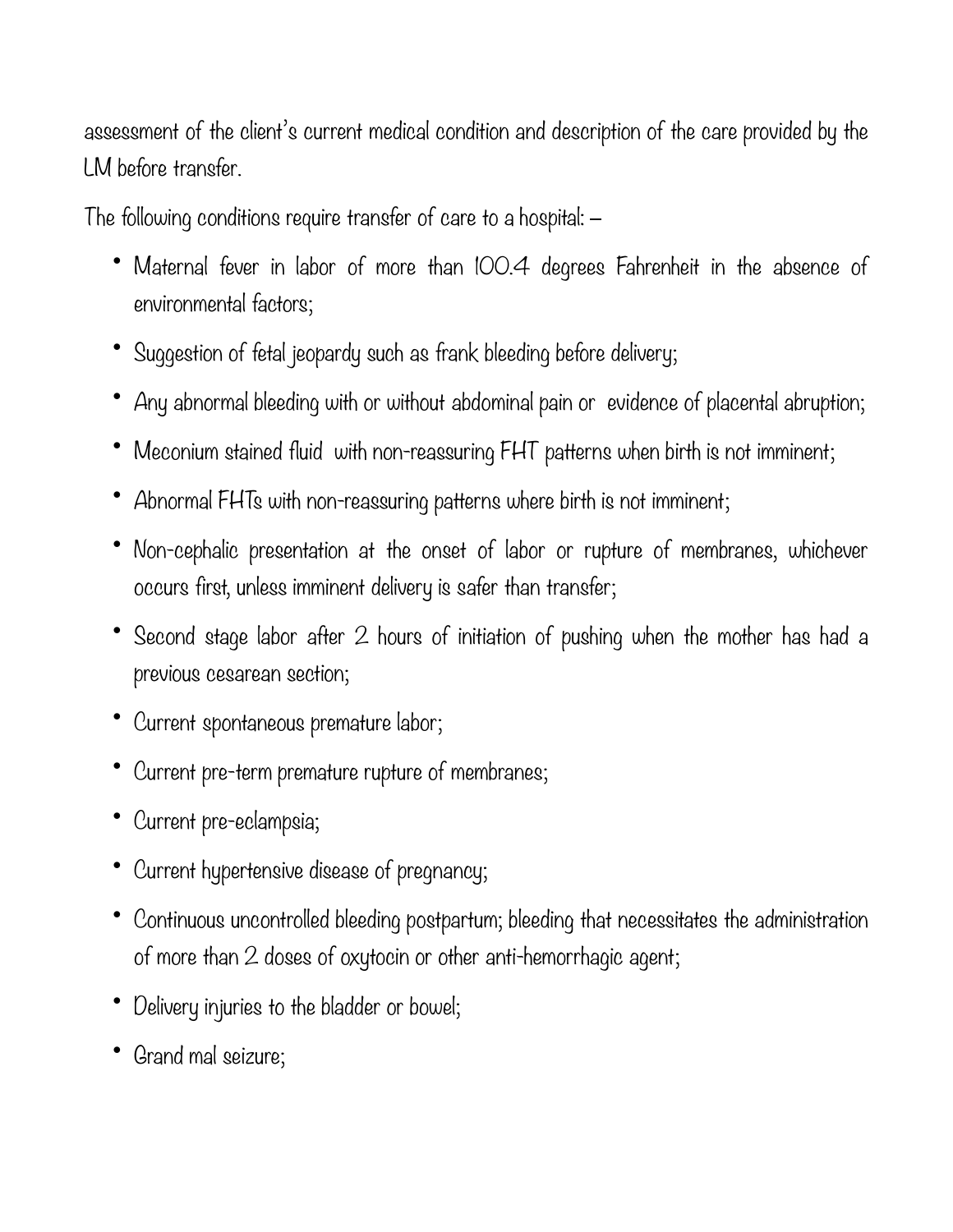assessment of the client's current medical condition and description of the care provided by the LM before transfer.

The following conditions require transfer of care to a hospital: –

- Maternal fever in labor of more than 100.4 degrees Fahrenheit in the absence of environmental factors;
- Suggestion of fetal jeopardy such as frank bleeding before delivery;
- Any abnormal bleeding with or without abdominal pain or evidence of placental abruption;
- Meconium stained fluid with non-reassuring FHT patterns when birth is not imminent;
- Abnormal FHTs with non-reassuring patterns where birth is not imminent;
- Non-cephalic presentation at the onset of labor or rupture of membranes, whichever occurs first, unless imminent delivery is safer than transfer;
- Second stage labor after 2 hours of initiation of pushing when the mother has had a previous cesarean section;
- Current spontaneous premature labor;
- Current pre-term premature rupture of membranes;
- Current pre-eclampsia;
- Current hypertensive disease of pregnancy;
- Continuous uncontrolled bleeding postpartum; bleeding that necessitates the administration of more than 2 doses of oxytocin or other anti-hemorrhagic agent;
- Delivery injuries to the bladder or bowel;
- Grand mal seizure;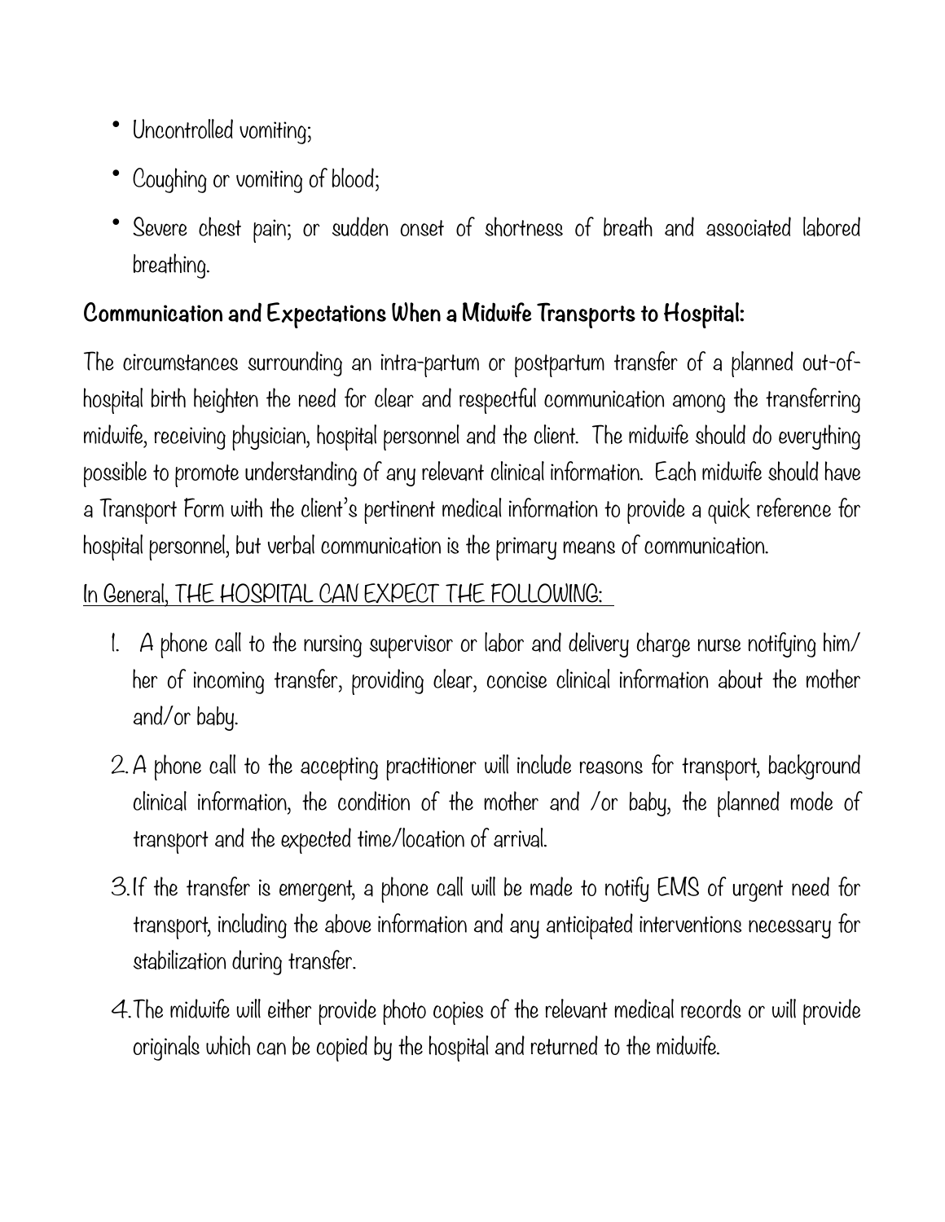- Uncontrolled vomiting;
- Coughing or vomiting of blood;
- Severe chest pain; or sudden onset of shortness of breath and associated labored breathing.

## Communication and Expectations When a Midwife Transports to Hospital:

The circumstances surrounding an intra-partum or postpartum transfer of a planned out-of-hospital birth heighten the need for clear and respectful communication among the transferring midwife, receiving physician, hospital personnel and the client. The midwife should do everything possible to promote understanding of any relevant clinical information. Each midwife should have a Transport Form with the client's pertinent medical information to provide a quick reference for hospital personnel, but verbal communication is the primary means of communication.

<u>In General, THE HOSPITAL CAN EXPECT THE FOLLOWING:</u>

1. A phone call to the nursing supervisor or labor and delivery charge nurse notifying him/her of incoming transfer, providing clear, concise clinical information about the mother and/or baby.
2. A phone call to the accepting practitioner will include reasons for transport, background clinical information, the condition of the mother and /or baby, the planned mode of transport and the expected time/location of arrival.
3. If the transfer is emergent, a phone call will be made to notify EMS of urgent need for transport, including the above information and any anticipated interventions necessary for stabilization during transfer.
4. The midwife will either provide photo copies of the relevant medical records or will provide originals which can be copied by the hospital and returned to the midwife.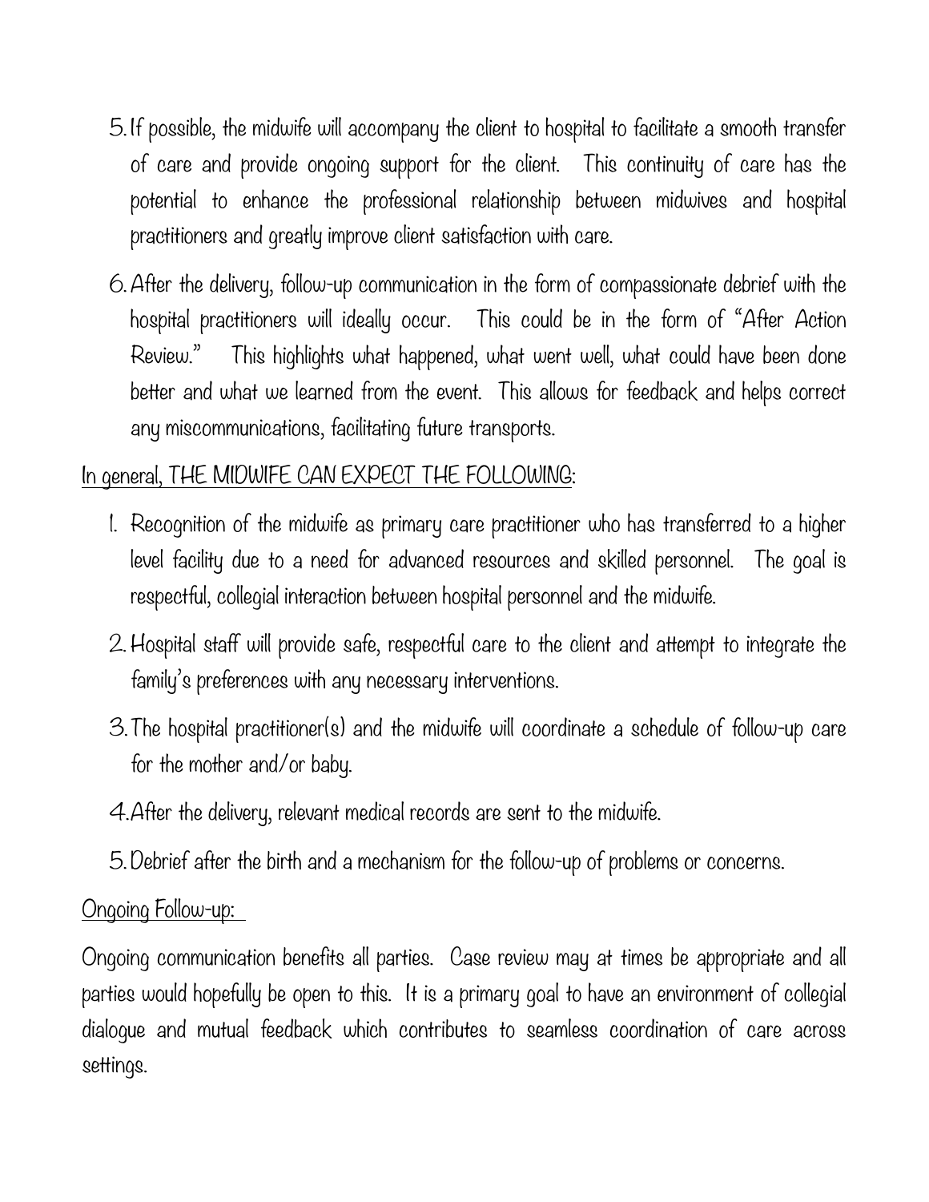5. If possible, the midwife will accompany the client to hospital to facilitate a smooth transfer of care and provide ongoing support for the client. This continuity of care has the potential to enhance the professional relationship between midwives and hospital practitioners and greatly improve client satisfaction with care.

6. After the delivery, follow-up communication in the form of compassionate debrief with the hospital practitioners will ideally occur. This could be in the form of "After Action Review." This highlights what happened, what went well, what could have been done better and what we learned from the event. This allows for feedback and helps correct any miscommunications, facilitating future transports.

In general, THE MIDWIFE CAN EXPECT THE FOLLOWING:

1. Recognition of the midwife as primary care practitioner who has transferred to a higher level facility due to a need for advanced resources and skilled personnel. The goal is respectful, collegial interaction between hospital personnel and the midwife.

2. Hospital staff will provide safe, respectful care to the client and attempt to integrate the family's preferences with any necessary interventions.

3. The hospital practitioner(s) and the midwife will coordinate a schedule of follow-up care for the mother and/or baby.

4. After the delivery, relevant medical records are sent to the midwife.

5. Debrief after the birth and a mechanism for the follow-up of problems or concerns.

Ongoing Follow-up:

Ongoing communication benefits all parties. Case review may at times be appropriate and all parties would hopefully be open to this. It is a primary goal to have an environment of collegial dialogue and mutual feedback which contributes to seamless coordination of care across settings.